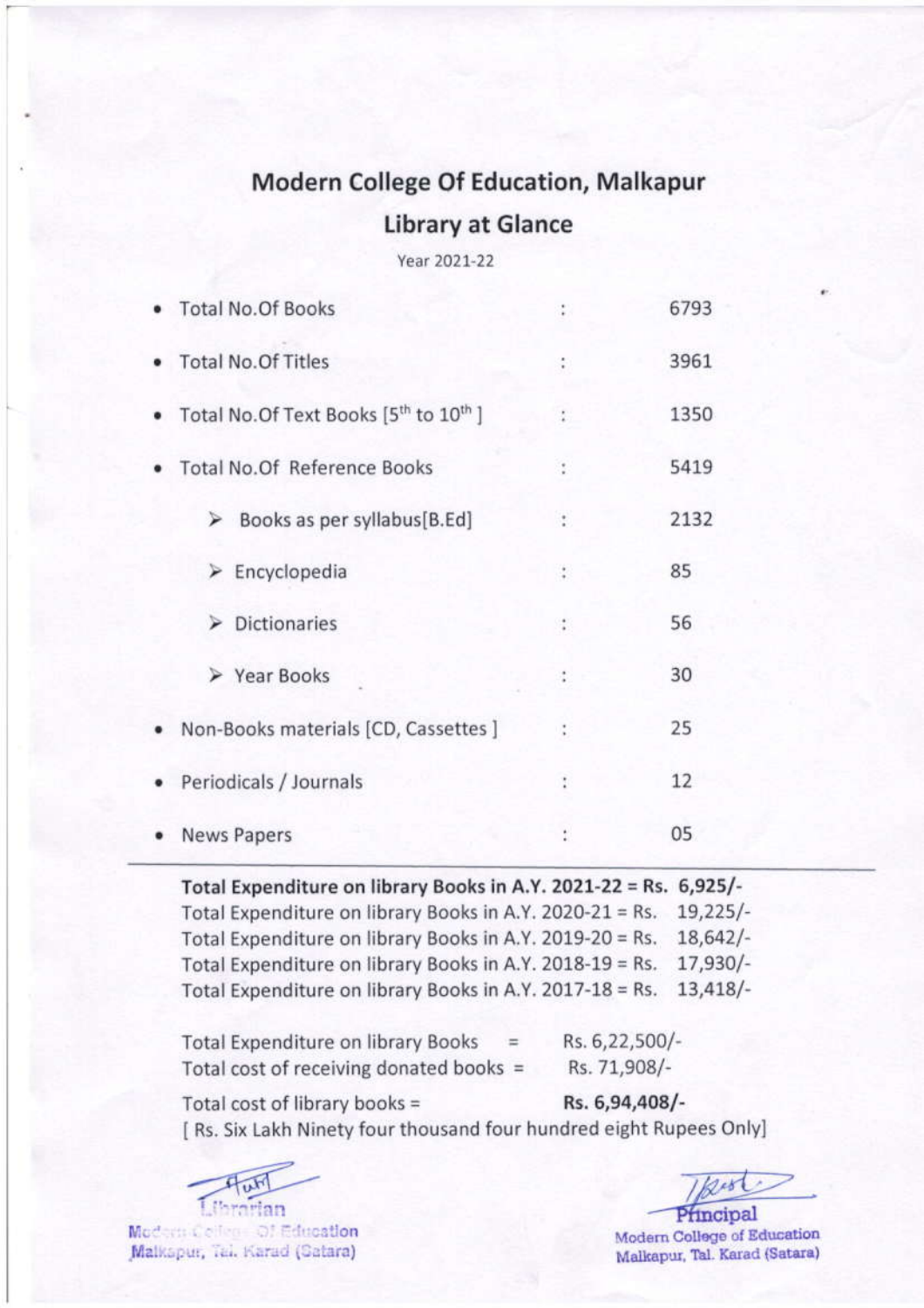# Modern College Of Education, Malkapur

## Library at Glance

Year 2021-22

- Total No.Of Books : 6793
- Total No.Of Titles : 3961
- Total No.Of Text Books [5th to 10th ] : 1350
- Total No.Of Reference Books : 5419
  - ➢ Books as per syllabus[B.Ed] : 2132
  - ➢ Encyclopedia : 85
  - ➢ Dictionaries : 56
  - ➢ Year Books : 30
- Non-Books materials [CD, Cassettes ] : 25
- Periodicals / Journals : 12
- News Papers : 05

---

**Total Expenditure on library Books in A.Y. 2021-22 = Rs. 6,925/-**
Total Expenditure on library Books in A.Y. 2020-21 = Rs. 19,225/-
Total Expenditure on library Books in A.Y. 2019-20 = Rs. 18,642/-
Total Expenditure on library Books in A.Y. 2018-19 = Rs. 17,930/-
Total Expenditure on library Books in A.Y. 2017-18 = Rs. 13,418/-

Total Expenditure on library Books = Rs. 6,22,500/-
Total cost of receiving donated books = Rs. 71,908/-

Total cost of library books = **Rs. 6,94,408/-**
[ Rs. Six Lakh Ninety four thousand four hundred eight Rupees Only]

Librarian
Modern College Of Education
Malkapur, Tal. Karad (Satara)

Principal
Modern College of Education
Malkapur, Tal. Karad (Satara)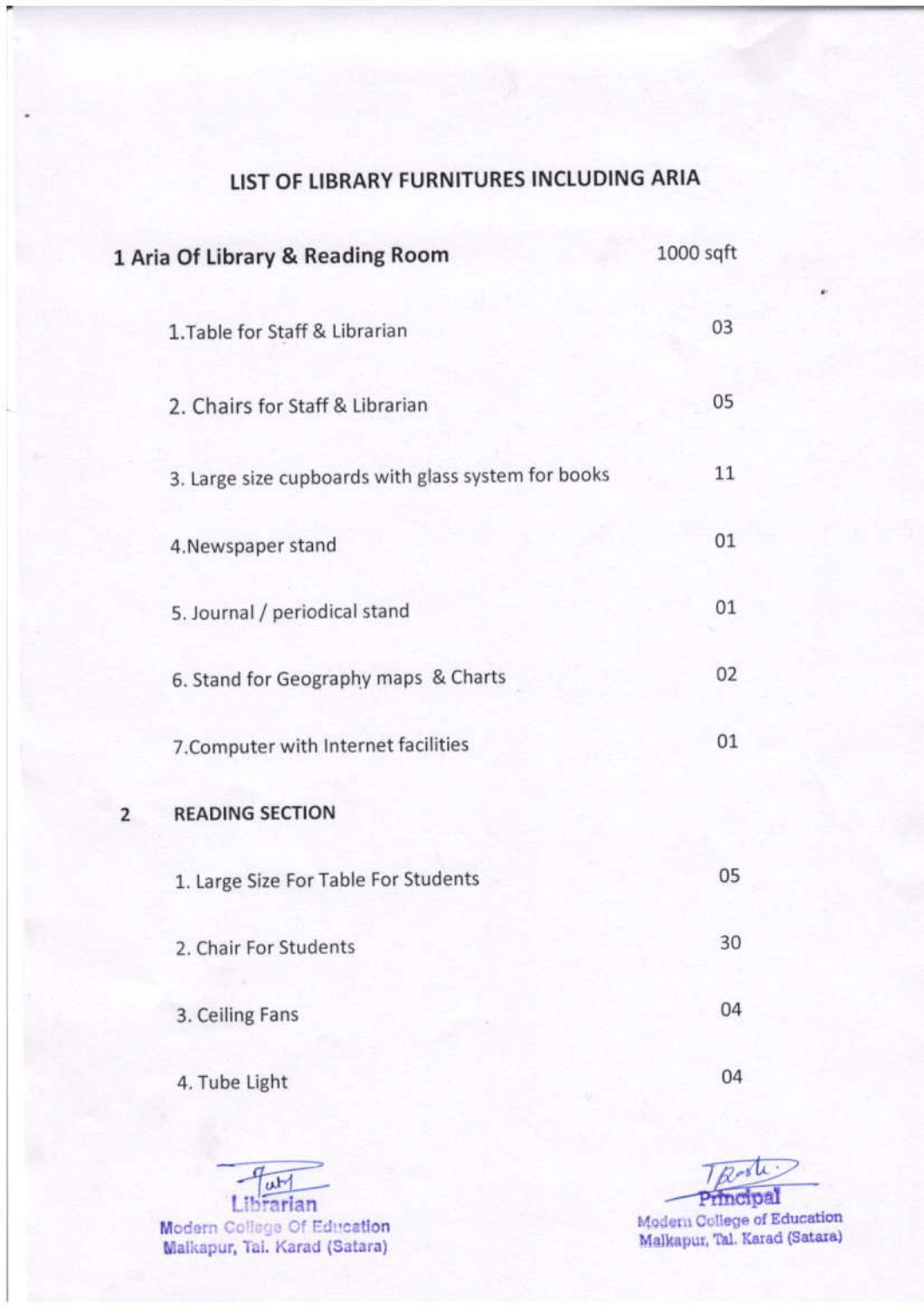# LIST OF LIBRARY FURNITURES INCLUDING ARIA

| | | |
|---|---|---|
| **1** | **Aria Of Library & Reading Room** | 1000 sqft |
| | 1.Table for Staff & Librarian | 03 |
| | 2. Chairs for Staff & Librarian | 05 |
| | 3. Large size cupboards with glass system for books | 11 |
| | 4.Newspaper stand | 01 |
| | 5. Journal / periodical stand | 01 |
| | 6. Stand for Geography maps & Charts | 02 |
| | 7.Computer with Internet facilities | 01 |
| **2** | **READING SECTION** | |
| | 1. Large Size For Table For Students | 05 |
| | 2. Chair For Students | 30 |
| | 3. Ceiling Fans | 04 |
| | 4. Tube Light | 04 |

Librarian
Modern College Of Education
Malkapur, Tal. Karad (Satara)

Principal
Modern College of Education
Malkapur, Tal. Karad (Satara)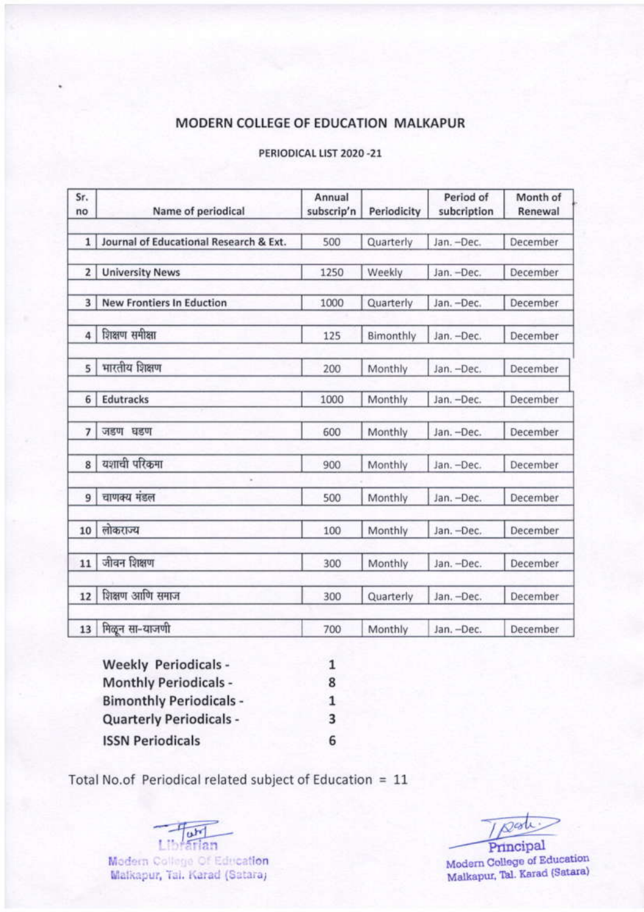# MODERN COLLEGE OF EDUCATION MALKAPUR

## PERIODICAL LIST 2020 -21

| Sr. no | Name of periodical | Annual subscrip'n | Periodicity | Period of subcription | Month of Renewal |
|---|---|---|---|---|---|
| 1 | Journal of Educational Research & Ext. | 500 | Quarterly | Jan. –Dec. | December |
| 2 | University News | 1250 | Weekly | Jan. –Dec. | December |
| 3 | New Frontiers In Eduction | 1000 | Quarterly | Jan. –Dec. | December |
| 4 | शिक्षण समीक्षा | 125 | Bimonthly | Jan. –Dec. | December |
| 5 | भारतीय शिक्षण | 200 | Monthly | Jan. –Dec. | December |
| 6 | Edutracks | 1000 | Monthly | Jan. –Dec. | December |
| 7 | जडण घडण | 600 | Monthly | Jan. –Dec. | December |
| 8 | यशाची परिक्रमा | 900 | Monthly | Jan. –Dec. | December |
| 9 | चाणक्य मंडल | 500 | Monthly | Jan. –Dec. | December |
| 10 | लोकराज्य | 100 | Monthly | Jan. –Dec. | December |
| 11 | जीवन शिक्षण | 300 | Monthly | Jan. –Dec. | December |
| 12 | शिक्षण आणि समाज | 300 | Quarterly | Jan. –Dec. | December |
| 13 | मिळून सा-याजणी | 700 | Monthly | Jan. –Dec. | December |

**Weekly Periodicals -** 1
**Monthly Periodicals -** 8
**Bimonthly Periodicals -** 1
**Quarterly Periodicals -** 3
**ISSN Periodicals** 6

Total No.of Periodical related subject of Education = 11

Librarian
Modern College Of Education
Malkapur, Tal. Karad (Satara)

Principal
Modern College of Education
Malkapur, Tal. Karad (Satara)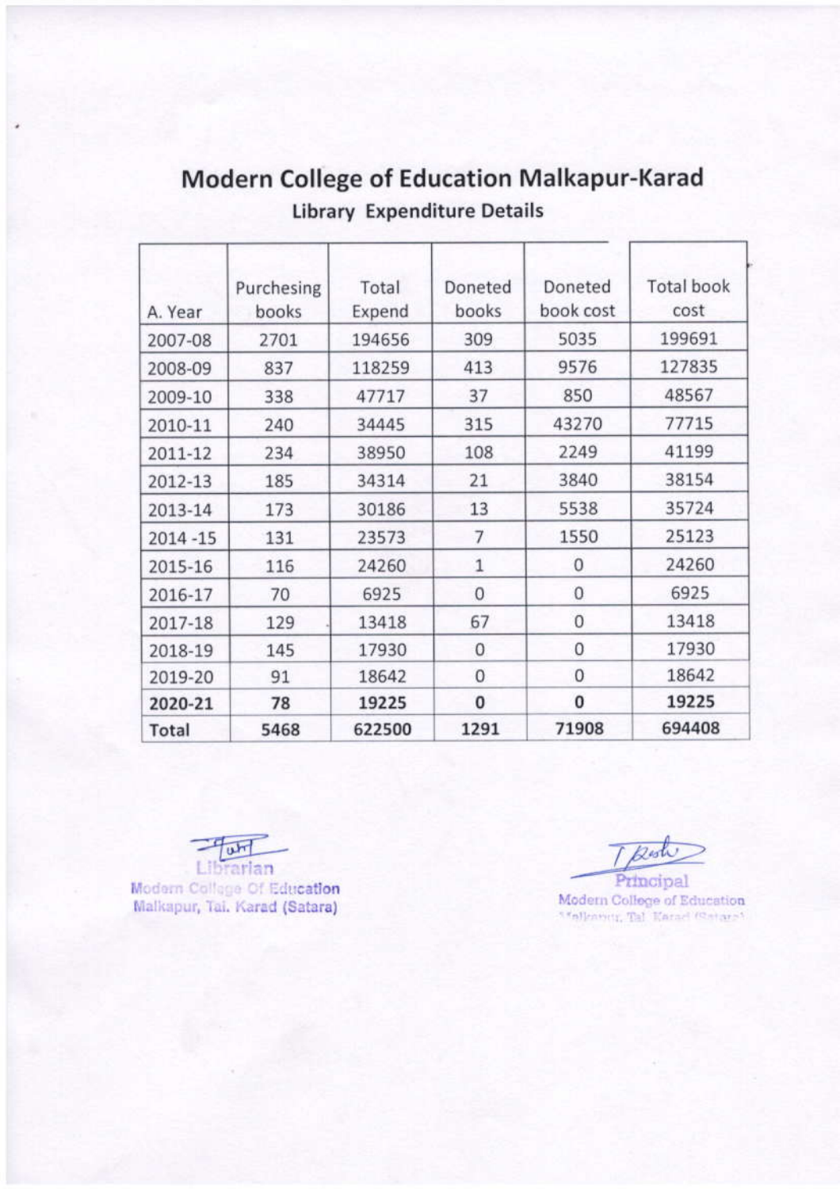# Modern College of Education Malkapur-Karad

## Library Expenditure Details

| A. Year | Purchesing books | Total Expend | Doneted books | Doneted book cost | Total book cost |
|---|---|---|---|---|---|
| 2007-08 | 2701 | 194656 | 309 | 5035 | 199691 |
| 2008-09 | 837 | 118259 | 413 | 9576 | 127835 |
| 2009-10 | 338 | 47717 | 37 | 850 | 48567 |
| 2010-11 | 240 | 34445 | 315 | 43270 | 77715 |
| 2011-12 | 234 | 38950 | 108 | 2249 | 41199 |
| 2012-13 | 185 | 34314 | 21 | 3840 | 38154 |
| 2013-14 | 173 | 30186 | 13 | 5538 | 35724 |
| 2014 -15 | 131 | 23573 | 7 | 1550 | 25123 |
| 2015-16 | 116 | 24260 | 1 | 0 | 24260 |
| 2016-17 | 70 | 6925 | 0 | 0 | 6925 |
| 2017-18 | 129 | 13418 | 67 | 0 | 13418 |
| 2018-19 | 145 | 17930 | 0 | 0 | 17930 |
| 2019-20 | 91 | 18642 | 0 | 0 | 18642 |
| **2020-21** | **78** | **19225** | **0** | **0** | **19225** |
| **Total** | **5468** | **622500** | **1291** | **71908** | **694408** |

Librarian
Modern College Of Education
Malkapur, Tal. Karad (Satara)

Principal
Modern College of Education
Malkapur, Tal. Karad (Satara)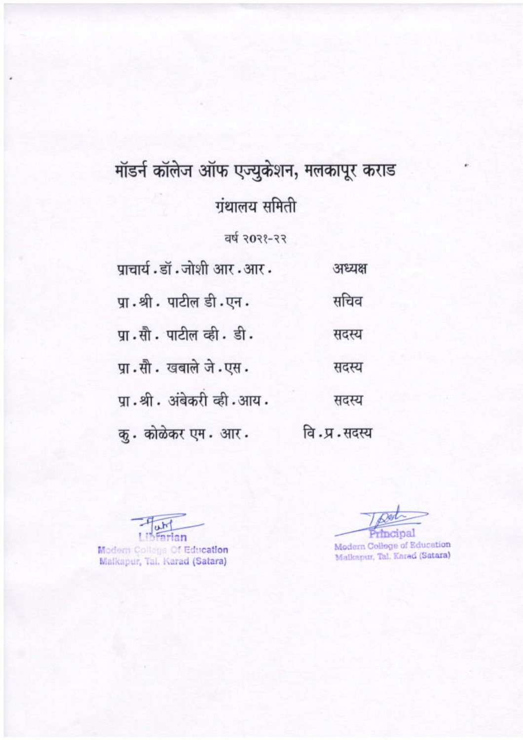# मॉडर्न कॉलेज ऑफ एज्युकेशन, मलकापूर कराड

## ग्रंथालय समिती

वर्ष २०२१-२२

| | |
|---|---|
| प्राचार्य. डॉ. जोशी आर. आर. | अध्यक्ष |
| प्रा. श्री. पाटील डी. एन. | सचिव |
| प्रा. सौ. पाटील व्ही. डी. | सदस्य |
| प्रा. सौ. खबाले जे. एस. | सदस्य |
| प्रा. श्री. अंबेकरी व्ही. आय. | सदस्य |
| कु. कोळेकर एम. आर. | वि. प्र. सदस्य |

Librarian
Modern College Of Education
Malkapur, Tal. Karad (Satara)

Principal
Modern College of Education
Malkapur, Tal. Karad (Satara)